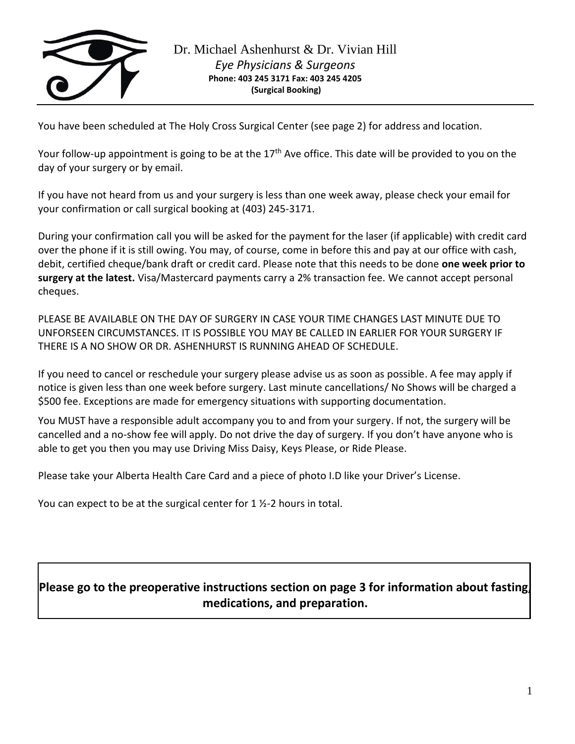Dr. Michael Ashenhurst & Dr. Vivian Hill

*Eye Physicians & Surgeons*

**Phone: 403 245 3171 Fax: 403 245 4205**

**(Surgical Booking)**

---

You have been scheduled at The Holy Cross Surgical Center (see page 2) for address and location.

Your follow-up appointment is going to be at the 17th Ave office. This date will be provided to you on the day of your surgery or by email.

If you have not heard from us and your surgery is less than one week away, please check your email for your confirmation or call surgical booking at (403) 245-3171.

During your confirmation call you will be asked for the payment for the laser (if applicable) with credit card over the phone if it is still owing. You may, of course, come in before this and pay at our office with cash, debit, certified cheque/bank draft or credit card. Please note that this needs to be done **one week prior to surgery at the latest.** Visa/Mastercard payments carry a 2% transaction fee. We cannot accept personal cheques.

PLEASE BE AVAILABLE ON THE DAY OF SURGERY IN CASE YOUR TIME CHANGES LAST MINUTE DUE TO UNFORSEEN CIRCUMSTANCES. IT IS POSSIBLE YOU MAY BE CALLED IN EARLIER FOR YOUR SURGERY IF THERE IS A NO SHOW OR DR. ASHENHURST IS RUNNING AHEAD OF SCHEDULE.

If you need to cancel or reschedule your surgery please advise us as soon as possible. A fee may apply if notice is given less than one week before surgery. Last minute cancellations/ No Shows will be charged a $500 fee. Exceptions are made for emergency situations with supporting documentation.

You MUST have a responsible adult accompany you to and from your surgery. If not, the surgery will be cancelled and a no-show fee will apply. Do not drive the day of surgery. If you don't have anyone who is able to get you then you may use Driving Miss Daisy, Keys Please, or Ride Please.

Please take your Alberta Health Care Card and a piece of photo I.D like your Driver's License.

You can expect to be at the surgical center for 1 ½-2 hours in total.

**Please go to the preoperative instructions section on page 3 for information about fasting, medications, and preparation.**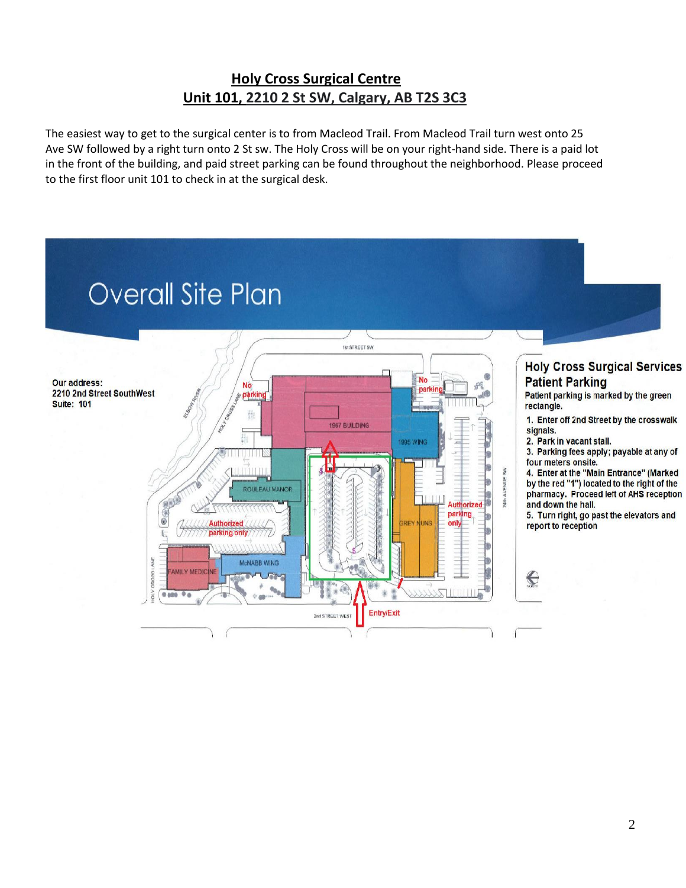# Holy Cross Surgical Centre
## Unit 101, 2210 2 St SW, Calgary, AB T2S 3C3

The easiest way to get to the surgical center is to from Macleod Trail. From Macleod Trail turn west onto 25 Ave SW followed by a right turn onto 2 St sw. The Holy Cross will be on your right-hand side. There is a paid lot in the front of the building, and paid street parking can be found throughout the neighborhood. Please proceed to the first floor unit 101 to check in at the surgical desk.

## Overall Site Plan

**Our address:**
**2210 2nd Street SouthWest**
**Suite: 101**

### Holy Cross Surgical Services Patient Parking

Patient parking is marked by the green rectangle.

1. Enter off 2nd Street by the crosswalk signals.
2. Park in vacant stall.
3. Parking fees apply; payable at any of four meters onsite.
4. Enter at the "Main Entrance" (Marked by the red "1") located to the right of the pharmacy. Proceed left of AHS reception and down the hall.
5. Turn right, go past the elevators and report to reception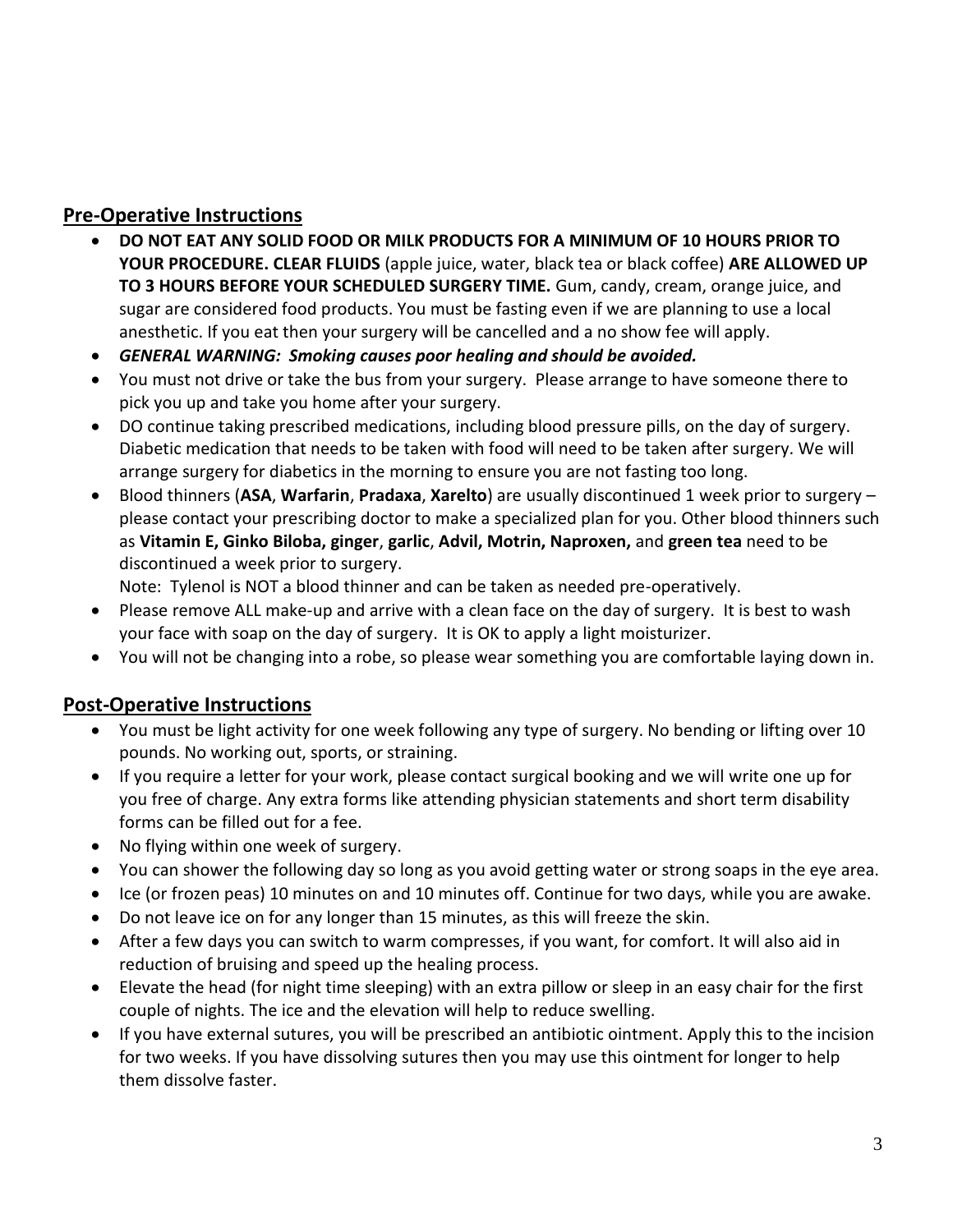## Pre-Operative Instructions

- **DO NOT EAT ANY SOLID FOOD OR MILK PRODUCTS FOR A MINIMUM OF 10 HOURS PRIOR TO YOUR PROCEDURE. CLEAR FLUIDS** (apple juice, water, black tea or black coffee) **ARE ALLOWED UP TO 3 HOURS BEFORE YOUR SCHEDULED SURGERY TIME.** Gum, candy, cream, orange juice, and sugar are considered food products. You must be fasting even if we are planning to use a local anesthetic. If you eat then your surgery will be cancelled and a no show fee will apply.
- ***GENERAL WARNING: Smoking causes poor healing and should be avoided.***
- You must not drive or take the bus from your surgery. Please arrange to have someone there to pick you up and take you home after your surgery.
- DO continue taking prescribed medications, including blood pressure pills, on the day of surgery. Diabetic medication that needs to be taken with food will need to be taken after surgery. We will arrange surgery for diabetics in the morning to ensure you are not fasting too long.
- Blood thinners (**ASA**, **Warfarin**, **Pradaxa**, **Xarelto**) are usually discontinued 1 week prior to surgery – please contact your prescribing doctor to make a specialized plan for you. Other blood thinners such as **Vitamin E, Ginko Biloba, ginger**, **garlic**, **Advil, Motrin, Naproxen,** and **green tea** need to be discontinued a week prior to surgery.
  Note: Tylenol is NOT a blood thinner and can be taken as needed pre-operatively.
- Please remove ALL make-up and arrive with a clean face on the day of surgery. It is best to wash your face with soap on the day of surgery. It is OK to apply a light moisturizer.
- You will not be changing into a robe, so please wear something you are comfortable laying down in.

## Post-Operative Instructions

- You must be light activity for one week following any type of surgery. No bending or lifting over 10 pounds. No working out, sports, or straining.
- If you require a letter for your work, please contact surgical booking and we will write one up for you free of charge. Any extra forms like attending physician statements and short term disability forms can be filled out for a fee.
- No flying within one week of surgery.
- You can shower the following day so long as you avoid getting water or strong soaps in the eye area.
- Ice (or frozen peas) 10 minutes on and 10 minutes off. Continue for two days, while you are awake.
- Do not leave ice on for any longer than 15 minutes, as this will freeze the skin.
- After a few days you can switch to warm compresses, if you want, for comfort. It will also aid in reduction of bruising and speed up the healing process.
- Elevate the head (for night time sleeping) with an extra pillow or sleep in an easy chair for the first couple of nights. The ice and the elevation will help to reduce swelling.
- If you have external sutures, you will be prescribed an antibiotic ointment. Apply this to the incision for two weeks. If you have dissolving sutures then you may use this ointment for longer to help them dissolve faster.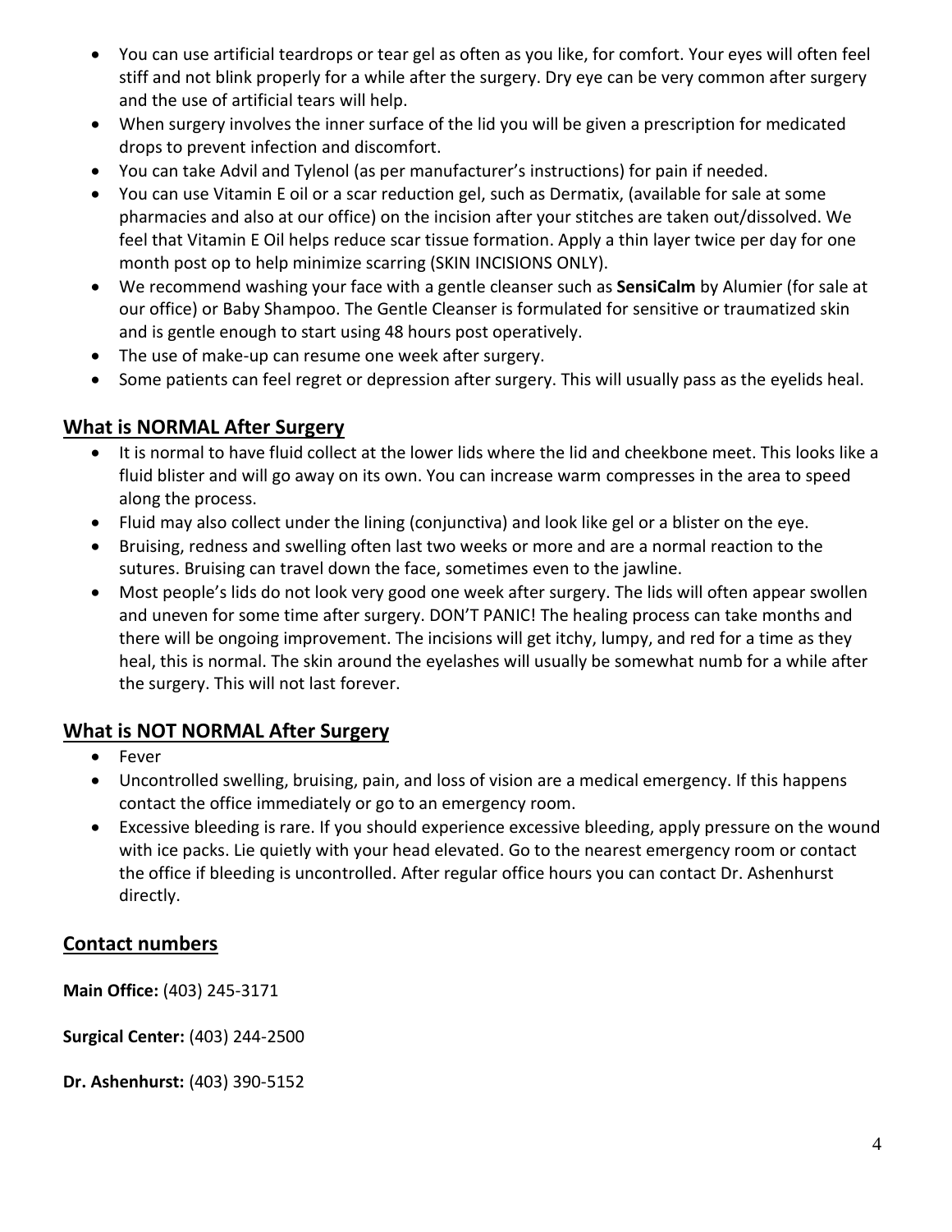- You can use artificial teardrops or tear gel as often as you like, for comfort. Your eyes will often feel stiff and not blink properly for a while after the surgery. Dry eye can be very common after surgery and the use of artificial tears will help.
- When surgery involves the inner surface of the lid you will be given a prescription for medicated drops to prevent infection and discomfort.
- You can take Advil and Tylenol (as per manufacturer's instructions) for pain if needed.
- You can use Vitamin E oil or a scar reduction gel, such as Dermatix, (available for sale at some pharmacies and also at our office) on the incision after your stitches are taken out/dissolved. We feel that Vitamin E Oil helps reduce scar tissue formation. Apply a thin layer twice per day for one month post op to help minimize scarring (SKIN INCISIONS ONLY).
- We recommend washing your face with a gentle cleanser such as **SensiCalm** by Alumier (for sale at our office) or Baby Shampoo. The Gentle Cleanser is formulated for sensitive or traumatized skin and is gentle enough to start using 48 hours post operatively.
- The use of make-up can resume one week after surgery.
- Some patients can feel regret or depression after surgery. This will usually pass as the eyelids heal.

## What is NORMAL After Surgery

- It is normal to have fluid collect at the lower lids where the lid and cheekbone meet. This looks like a fluid blister and will go away on its own. You can increase warm compresses in the area to speed along the process.
- Fluid may also collect under the lining (conjunctiva) and look like gel or a blister on the eye.
- Bruising, redness and swelling often last two weeks or more and are a normal reaction to the sutures. Bruising can travel down the face, sometimes even to the jawline.
- Most people's lids do not look very good one week after surgery. The lids will often appear swollen and uneven for some time after surgery. DON'T PANIC! The healing process can take months and there will be ongoing improvement. The incisions will get itchy, lumpy, and red for a time as they heal, this is normal. The skin around the eyelashes will usually be somewhat numb for a while after the surgery. This will not last forever.

## What is NOT NORMAL After Surgery

- Fever
- Uncontrolled swelling, bruising, pain, and loss of vision are a medical emergency. If this happens contact the office immediately or go to an emergency room.
- Excessive bleeding is rare. If you should experience excessive bleeding, apply pressure on the wound with ice packs. Lie quietly with your head elevated. Go to the nearest emergency room or contact the office if bleeding is uncontrolled. After regular office hours you can contact Dr. Ashenhurst directly.

## Contact numbers

**Main Office:** (403) 245-3171

**Surgical Center:** (403) 244-2500

**Dr. Ashenhurst:** (403) 390-5152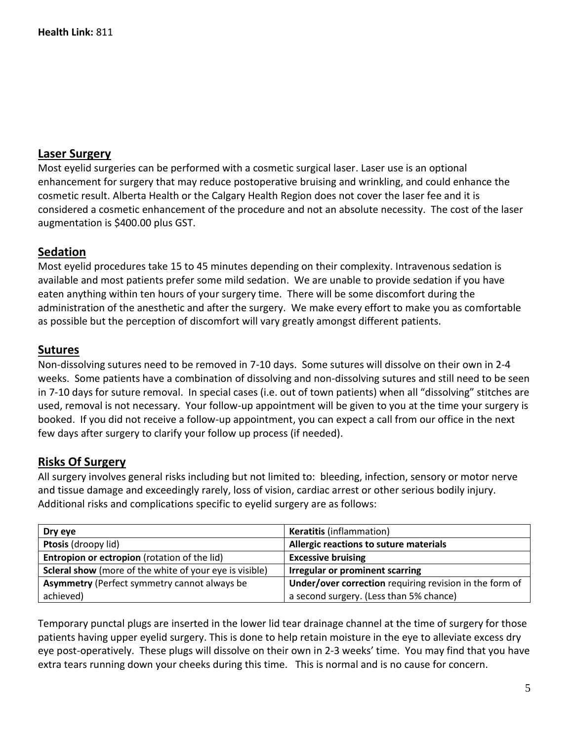**Health Link:** 811

## Laser Surgery

Most eyelid surgeries can be performed with a cosmetic surgical laser. Laser use is an optional enhancement for surgery that may reduce postoperative bruising and wrinkling, and could enhance the cosmetic result. Alberta Health or the Calgary Health Region does not cover the laser fee and it is considered a cosmetic enhancement of the procedure and not an absolute necessity. The cost of the laser augmentation is $400.00 plus GST.

## Sedation

Most eyelid procedures take 15 to 45 minutes depending on their complexity. Intravenous sedation is available and most patients prefer some mild sedation. We are unable to provide sedation if you have eaten anything within ten hours of your surgery time. There will be some discomfort during the administration of the anesthetic and after the surgery. We make every effort to make you as comfortable as possible but the perception of discomfort will vary greatly amongst different patients.

## Sutures

Non-dissolving sutures need to be removed in 7-10 days. Some sutures will dissolve on their own in 2-4 weeks. Some patients have a combination of dissolving and non-dissolving sutures and still need to be seen in 7-10 days for suture removal. In special cases (i.e. out of town patients) when all "dissolving" stitches are used, removal is not necessary. Your follow-up appointment will be given to you at the time your surgery is booked. If you did not receive a follow-up appointment, you can expect a call from our office in the next few days after surgery to clarify your follow up process (if needed).

## Risks Of Surgery

All surgery involves general risks including but not limited to: bleeding, infection, sensory or motor nerve and tissue damage and exceedingly rarely, loss of vision, cardiac arrest or other serious bodily injury. Additional risks and complications specific to eyelid surgery are as follows:

| **Dry eye** | **Keratitis** (inflammation) |
|---|---|
| **Ptosis** (droopy lid) | **Allergic reactions to suture materials** |
| **Entropion or ectropion** (rotation of the lid) | **Excessive bruising** |
| **Scleral show** (more of the white of your eye is visible) | **Irregular or prominent scarring** |
| **Asymmetry** (Perfect symmetry cannot always be achieved) | **Under/over correction** requiring revision in the form of a second surgery. (Less than 5% chance) |

Temporary punctal plugs are inserted in the lower lid tear drainage channel at the time of surgery for those patients having upper eyelid surgery. This is done to help retain moisture in the eye to alleviate excess dry eye post-operatively. These plugs will dissolve on their own in 2-3 weeks' time. You may find that you have extra tears running down your cheeks during this time. This is normal and is no cause for concern.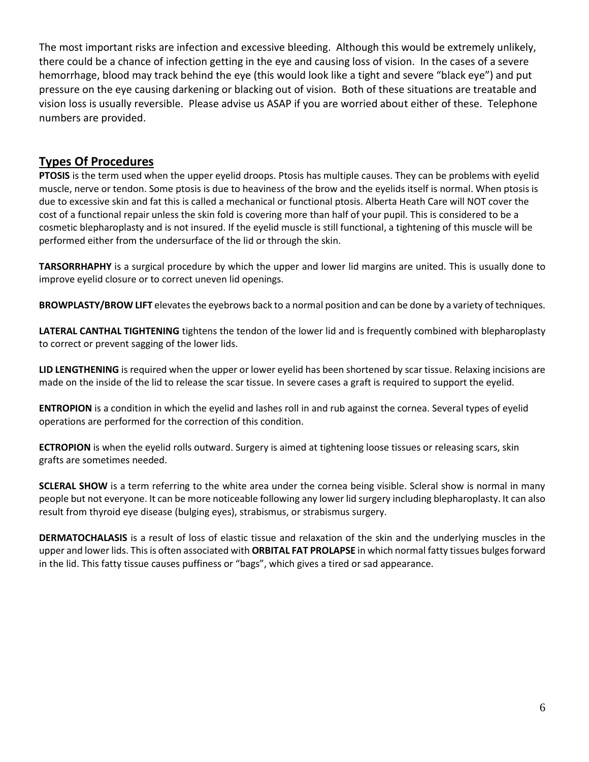The most important risks are infection and excessive bleeding. Although this would be extremely unlikely, there could be a chance of infection getting in the eye and causing loss of vision. In the cases of a severe hemorrhage, blood may track behind the eye (this would look like a tight and severe "black eye") and put pressure on the eye causing darkening or blacking out of vision. Both of these situations are treatable and vision loss is usually reversible. Please advise us ASAP if you are worried about either of these. Telephone numbers are provided.

## Types Of Procedures

**PTOSIS** is the term used when the upper eyelid droops. Ptosis has multiple causes. They can be problems with eyelid muscle, nerve or tendon. Some ptosis is due to heaviness of the brow and the eyelids itself is normal. When ptosis is due to excessive skin and fat this is called a mechanical or functional ptosis. Alberta Heath Care will NOT cover the cost of a functional repair unless the skin fold is covering more than half of your pupil. This is considered to be a cosmetic blepharoplasty and is not insured. If the eyelid muscle is still functional, a tightening of this muscle will be performed either from the undersurface of the lid or through the skin.

**TARSORRHAPHY** is a surgical procedure by which the upper and lower lid margins are united. This is usually done to improve eyelid closure or to correct uneven lid openings.

**BROWPLASTY/BROW LIFT** elevates the eyebrows back to a normal position and can be done by a variety of techniques.

**LATERAL CANTHAL TIGHTENING** tightens the tendon of the lower lid and is frequently combined with blepharoplasty to correct or prevent sagging of the lower lids.

**LID LENGTHENING** is required when the upper or lower eyelid has been shortened by scar tissue. Relaxing incisions are made on the inside of the lid to release the scar tissue. In severe cases a graft is required to support the eyelid.

**ENTROPION** is a condition in which the eyelid and lashes roll in and rub against the cornea. Several types of eyelid operations are performed for the correction of this condition.

**ECTROPION** is when the eyelid rolls outward. Surgery is aimed at tightening loose tissues or releasing scars, skin grafts are sometimes needed.

**SCLERAL SHOW** is a term referring to the white area under the cornea being visible. Scleral show is normal in many people but not everyone. It can be more noticeable following any lower lid surgery including blepharoplasty. It can also result from thyroid eye disease (bulging eyes), strabismus, or strabismus surgery.

**DERMATOCHALASIS** is a result of loss of elastic tissue and relaxation of the skin and the underlying muscles in the upper and lower lids. This is often associated with **ORBITAL FAT PROLAPSE** in which normal fatty tissues bulges forward in the lid. This fatty tissue causes puffiness or "bags", which gives a tired or sad appearance.